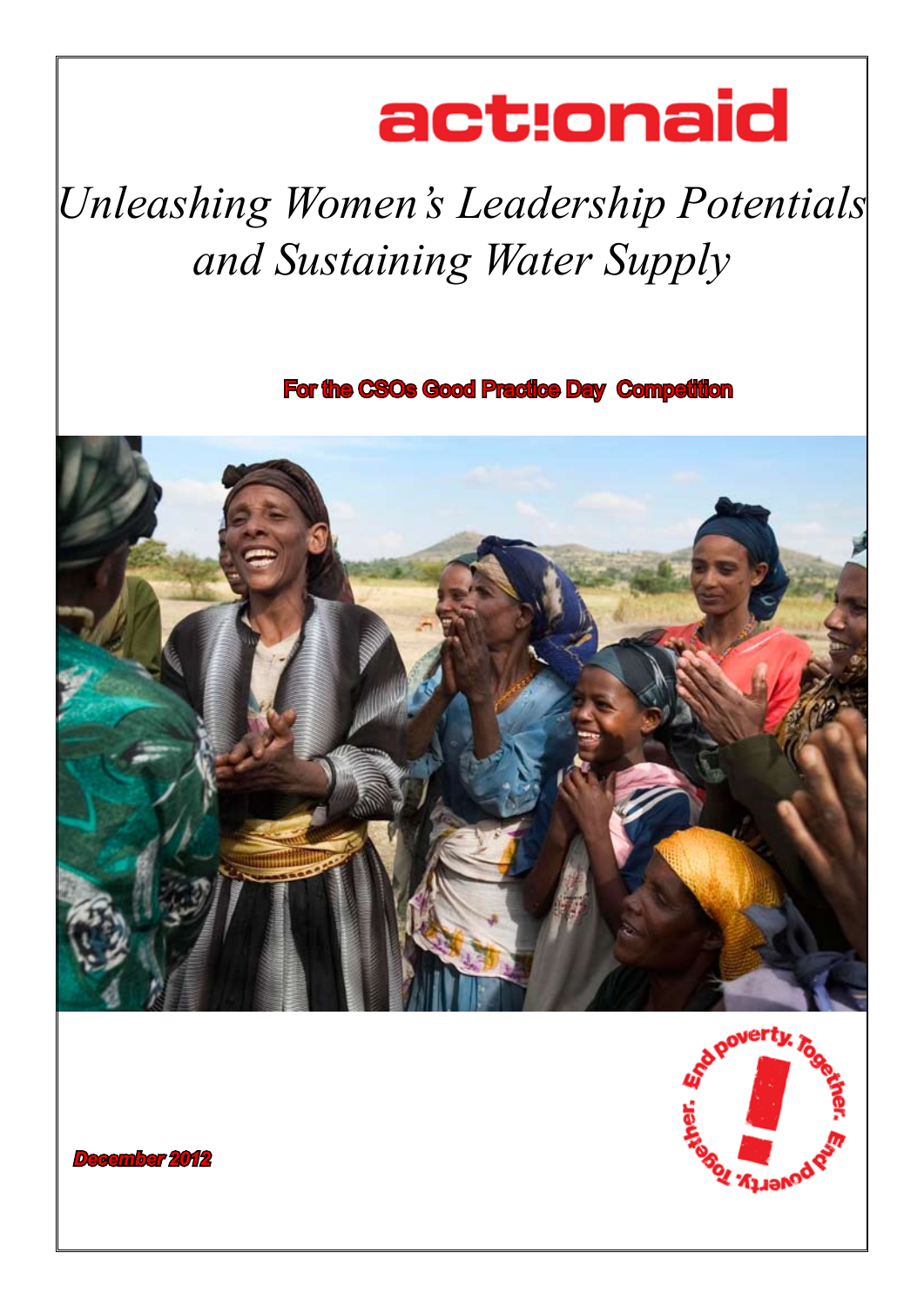actionaid

# *Unleashing Women's Leadership Potentials and Sustaining Water Supply*

**For the CSOs Good Practice Day Competition**

End poverty. Together.

***December 2012***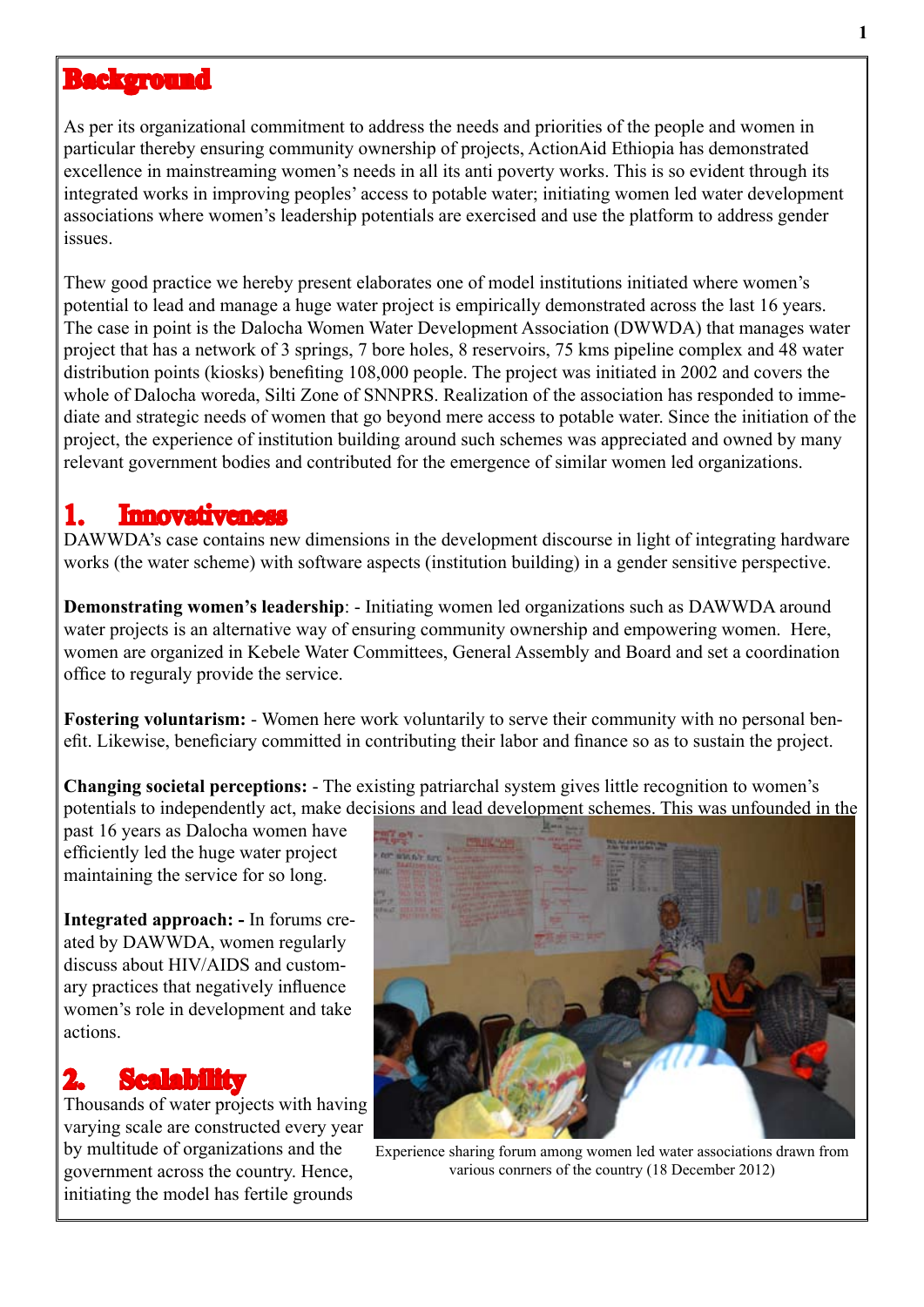# Background

As per its organizational commitment to address the needs and priorities of the people and women in particular thereby ensuring community ownership of projects, ActionAid Ethiopia has demonstrated excellence in mainstreaming women's needs in all its anti poverty works. This is so evident through its integrated works in improving peoples' access to potable water; initiating women led water development associations where women's leadership potentials are exercised and use the platform to address gender issues.

Thew good practice we hereby present elaborates one of model institutions initiated where women's potential to lead and manage a huge water project is empirically demonstrated across the last 16 years. The case in point is the Dalocha Women Water Development Association (DWWDA) that manages water project that has a network of 3 springs, 7 bore holes, 8 reservoirs, 75 kms pipeline complex and 48 water distribution points (kiosks) benefiting 108,000 people. The project was initiated in 2002 and covers the whole of Dalocha woreda, Silti Zone of SNNPRS. Realization of the association has responded to immediate and strategic needs of women that go beyond mere access to potable water. Since the initiation of the project, the experience of institution building around such schemes was appreciated and owned by many relevant government bodies and contributed for the emergence of similar women led organizations.

## 1. Innovativeness

DAWWDA's case contains new dimensions in the development discourse in light of integrating hardware works (the water scheme) with software aspects (institution building) in a gender sensitive perspective.

**Demonstrating women's leadership**: - Initiating women led organizations such as DAWWDA around water projects is an alternative way of ensuring community ownership and empowering women. Here, women are organized in Kebele Water Committees, General Assembly and Board and set a coordination office to reguraly provide the service.

**Fostering voluntarism:** - Women here work voluntarily to serve their community with no personal benefit. Likewise, beneficiary committed in contributing their labor and finance so as to sustain the project.

**Changing societal perceptions:** - The existing patriarchal system gives little recognition to women's potentials to independently act, make decisions and lead development schemes. This was unfounded in the past 16 years as Dalocha women have efficiently led the huge water project maintaining the service for so long.

**Integrated approach: -** In forums created by DAWWDA, women regularly discuss about HIV/AIDS and customary practices that negatively influence women's role in development and take actions.

Experience sharing forum among women led water associations drawn from various conrners of the country (18 December 2012)

## 2. Scalability

Thousands of water projects with having varying scale are constructed every year by multitude of organizations and the government across the country. Hence, initiating the model has fertile grounds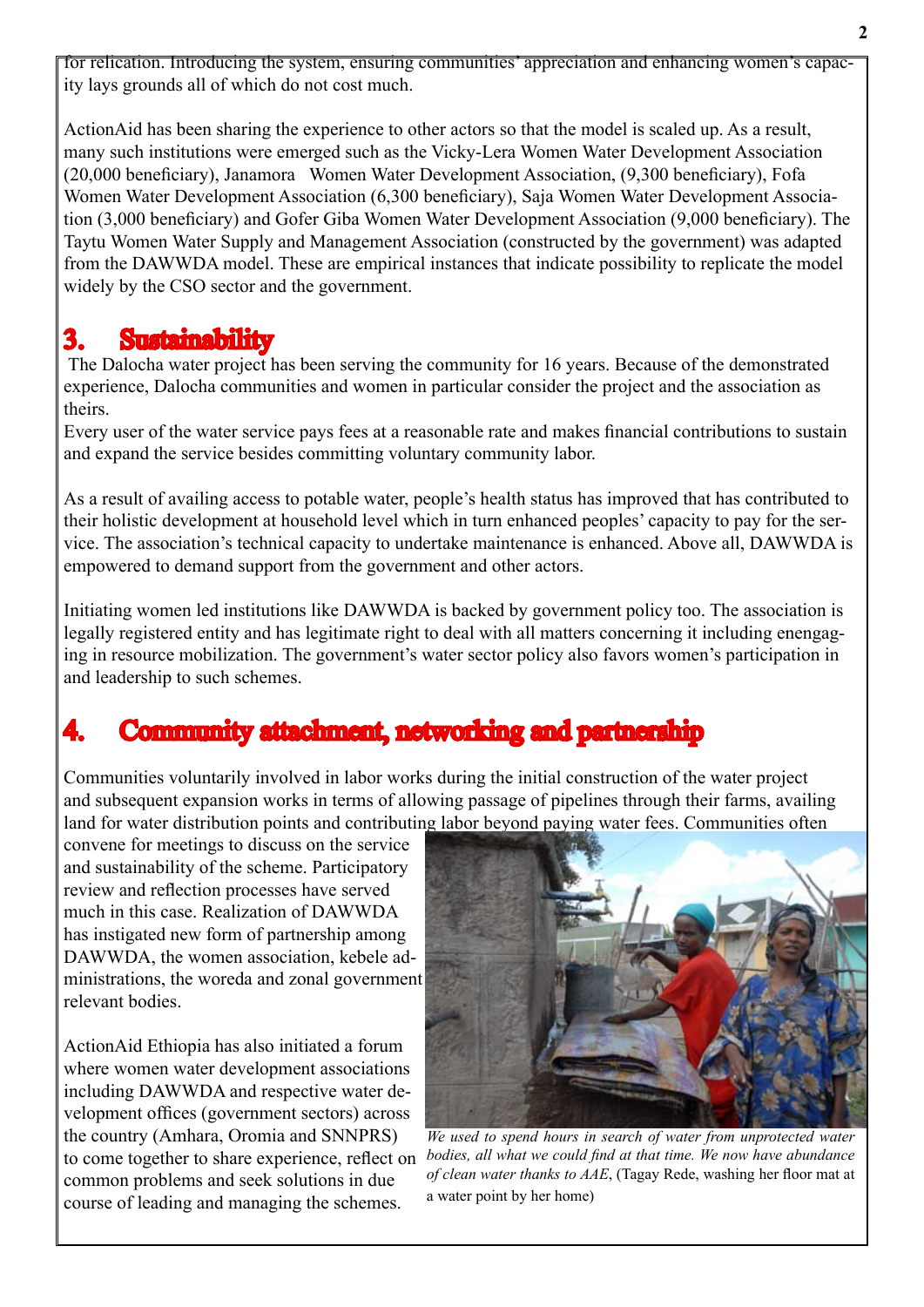for relication. Introducing the system, ensuring communities' appreciation and enhancing women's capacity lays grounds all of which do not cost much.

ActionAid has been sharing the experience to other actors so that the model is scaled up. As a result, many such institutions were emerged such as the Vicky-Lera Women Water Development Association (20,000 beneficiary), Janamora  Women Water Development Association, (9,300 beneficiary), Fofa Women Water Development Association (6,300 beneficiary), Saja Women Water Development Association (3,000 beneficiary) and Gofer Giba Women Water Development Association (9,000 beneficiary). The Taytu Women Water Supply and Management Association (constructed by the government) was adapted from the DAWWDA model. These are empirical instances that indicate possibility to replicate the model widely by the CSO sector and the government.

## 3. Sustainability

The Dalocha water project has been serving the community for 16 years. Because of the demonstrated experience, Dalocha communities and women in particular consider the project and the association as theirs.

Every user of the water service pays fees at a reasonable rate and makes financial contributions to sustain and expand the service besides committing voluntary community labor.

As a result of availing access to potable water, people's health status has improved that has contributed to their holistic development at household level which in turn enhanced peoples' capacity to pay for the service. The association's technical capacity to undertake maintenance is enhanced. Above all, DAWWDA is empowered to demand support from the government and other actors.

Initiating women led institutions like DAWWDA is backed by government policy too. The association is legally registered entity and has legitimate right to deal with all matters concerning it including enengaging in resource mobilization. The government's water sector policy also favors women's participation in and leadership to such schemes.

## 4. Community attachment, networking and partnership

Communities voluntarily involved in labor works during the initial construction of the water project and subsequent expansion works in terms of allowing passage of pipelines through their farms, availing land for water distribution points and contributing labor beyond paying water fees. Communities often convene for meetings to discuss on the service and sustainability of the scheme. Participatory review and reflection processes have served much in this case. Realization of DAWWDA has instigated new form of partnership among DAWWDA, the women association, kebele administrations, the woreda and zonal government relevant bodies.

ActionAid Ethiopia has also initiated a forum where women water development associations including DAWWDA and respective water development offices (government sectors) across the country (Amhara, Oromia and SNNPRS) to come together to share experience, reflect on common problems and seek solutions in due course of leading and managing the schemes.

*We used to spend hours in search of water from unprotected water bodies, all what we could find at that time. We now have abundance of clean water thanks to AAE*, (Tagay Rede, washing her floor mat at a water point by her home)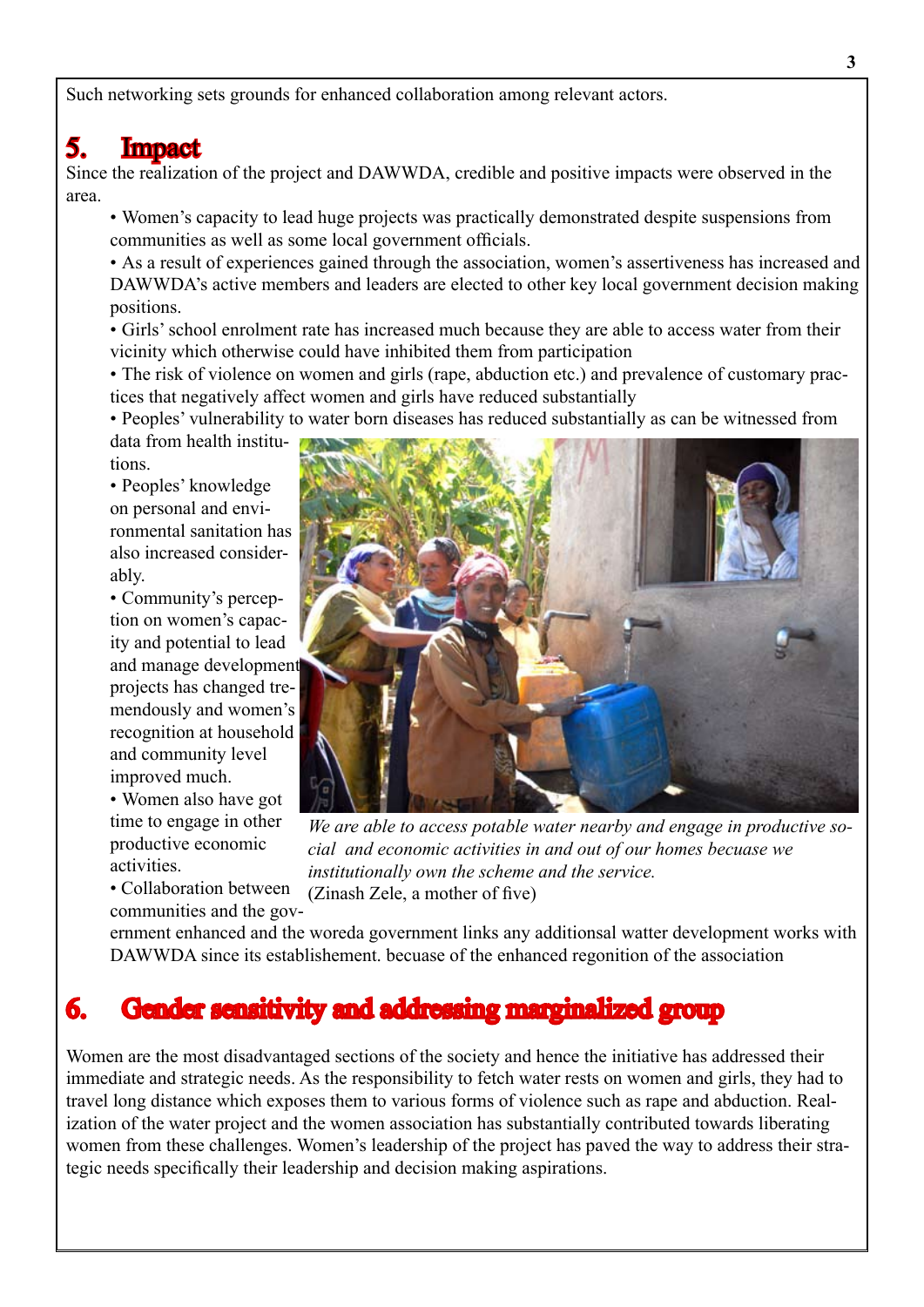Such networking sets grounds for enhanced collaboration among relevant actors.

## 5. Impact

Since the realization of the project and DAWWDA, credible and positive impacts were observed in the area.

- Women's capacity to lead huge projects was practically demonstrated despite suspensions from communities as well as some local government officials.
- As a result of experiences gained through the association, women's assertiveness has increased and DAWWDA's active members and leaders are elected to other key local government decision making positions.
- Girls' school enrolment rate has increased much because they are able to access water from their vicinity which otherwise could have inhibited them from participation
- The risk of violence on women and girls (rape, abduction etc.) and prevalence of customary practices that negatively affect women and girls have reduced substantially
- Peoples' vulnerability to water born diseases has reduced substantially as can be witnessed from data from health institutions.
- Peoples' knowledge on personal and environmental sanitation has also increased considerably.
- Community's perception on women's capacity and potential to lead and manage development projects has changed tremendously and women's recognition at household and community level improved much.
- Women also have got time to engage in other productive economic activities.
- Collaboration between communities and the government enhanced and the woreda government links any additionsal watter development works with DAWWDA since its establishement. becuase of the enhanced regonition of the association

*We are able to access potable water nearby and engage in productive social and economic activities in and out of our homes becuase we institutionally own the scheme and the service.*
(Zinash Zele, a mother of five)

## 6. Gender sensitivity and addressing marginalized group

Women are the most disadvantaged sections of the society and hence the initiative has addressed their immediate and strategic needs. As the responsibility to fetch water rests on women and girls, they had to travel long distance which exposes them to various forms of violence such as rape and abduction. Realization of the water project and the women association has substantially contributed towards liberating women from these challenges. Women's leadership of the project has paved the way to address their strategic needs specifically their leadership and decision making aspirations.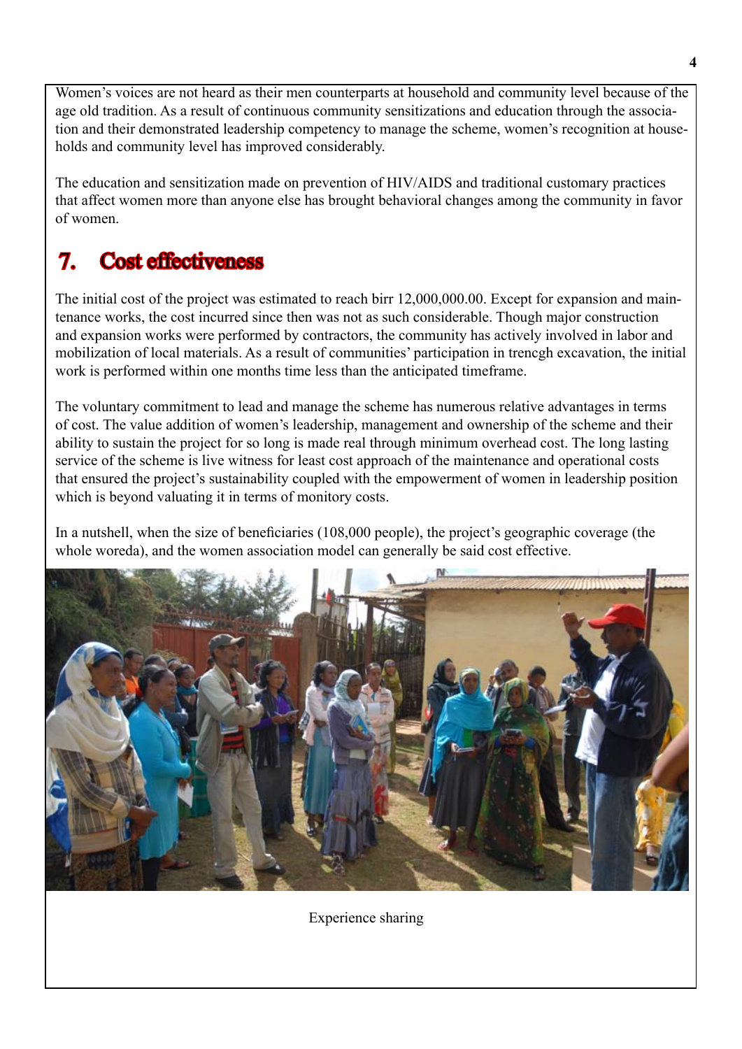Women's voices are not heard as their men counterparts at household and community level because of the age old tradition. As a result of continuous community sensitizations and education through the association and their demonstrated leadership competency to manage the scheme, women's recognition at households and community level has improved considerably.

The education and sensitization made on prevention of HIV/AIDS and traditional customary practices that affect women more than anyone else has brought behavioral changes among the community in favor of women.

## 7. Cost effectiveness

The initial cost of the project was estimated to reach birr 12,000,000.00. Except for expansion and maintenance works, the cost incurred since then was not as such considerable. Though major construction and expansion works were performed by contractors, the community has actively involved in labor and mobilization of local materials. As a result of communities' participation in trencgh excavation, the initial work is performed within one months time less than the anticipated timeframe.

The voluntary commitment to lead and manage the scheme has numerous relative advantages in terms of cost. The value addition of women's leadership, management and ownership of the scheme and their ability to sustain the project for so long is made real through minimum overhead cost. The long lasting service of the scheme is live witness for least cost approach of the maintenance and operational costs that ensured the project's sustainability coupled with the empowerment of women in leadership position which is beyond valuating it in terms of monitory costs.

In a nutshell, when the size of beneficiaries (108,000 people), the project's geographic coverage (the whole woreda), and the women association model can generally be said cost effective.

Experience sharing